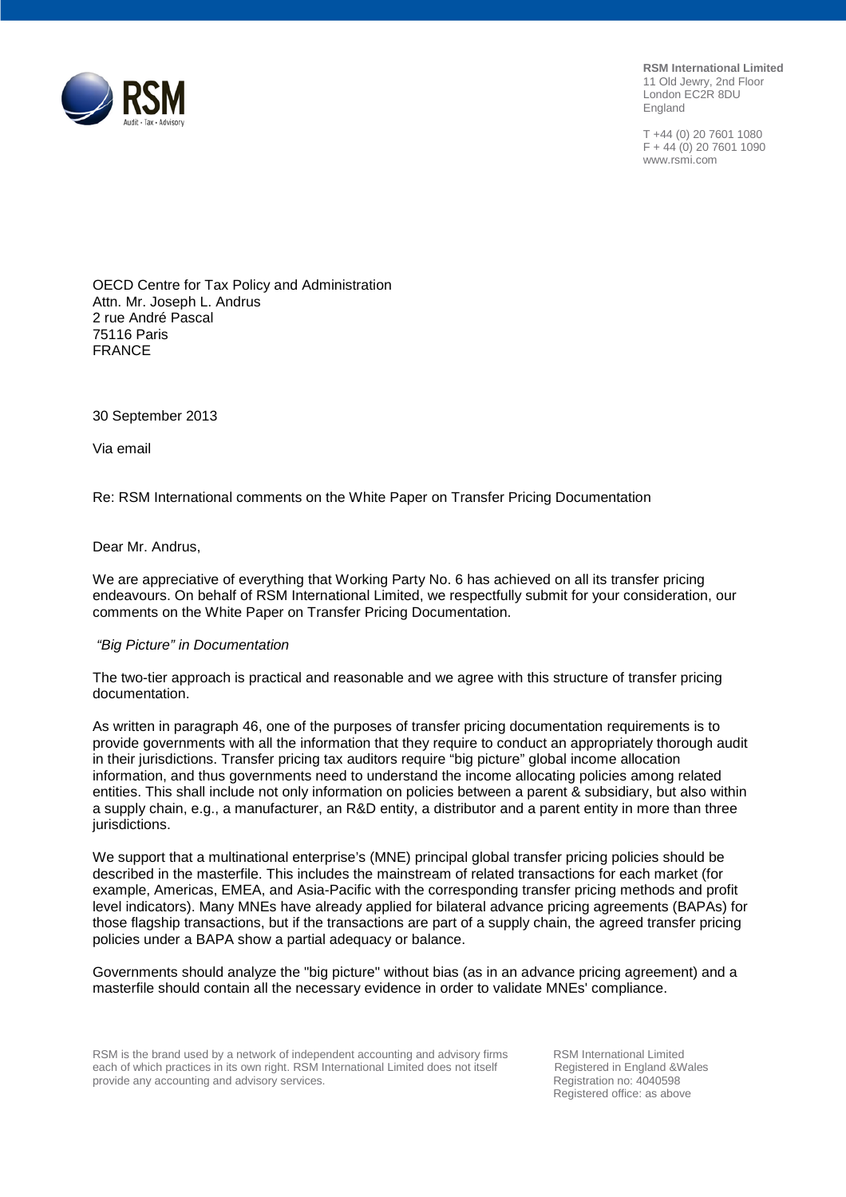**RSM International Limited**
11 Old Jewry, 2nd Floor
London EC2R 8DU
England

T +44 (0) 20 7601 1080
F + 44 (0) 20 7601 1090
www.rsmi.com

OECD Centre for Tax Policy and Administration
Attn. Mr. Joseph L. Andrus
2 rue André Pascal
75116 Paris
FRANCE

30 September 2013

Via email

Re: RSM International comments on the White Paper on Transfer Pricing Documentation

Dear Mr. Andrus,

We are appreciative of everything that Working Party No. 6 has achieved on all its transfer pricing endeavours. On behalf of RSM International Limited, we respectfully submit for your consideration, our comments on the White Paper on Transfer Pricing Documentation.

*"Big Picture" in Documentation*

The two-tier approach is practical and reasonable and we agree with this structure of transfer pricing documentation.

As written in paragraph 46, one of the purposes of transfer pricing documentation requirements is to provide governments with all the information that they require to conduct an appropriately thorough audit in their jurisdictions. Transfer pricing tax auditors require "big picture" global income allocation information, and thus governments need to understand the income allocating policies among related entities. This shall include not only information on policies between a parent & subsidiary, but also within a supply chain, e.g., a manufacturer, an R&D entity, a distributor and a parent entity in more than three jurisdictions.

We support that a multinational enterprise's (MNE) principal global transfer pricing policies should be described in the masterfile. This includes the mainstream of related transactions for each market (for example, Americas, EMEA, and Asia-Pacific with the corresponding transfer pricing methods and profit level indicators). Many MNEs have already applied for bilateral advance pricing agreements (BAPAs) for those flagship transactions, but if the transactions are part of a supply chain, the agreed transfer pricing policies under a BAPA show a partial adequacy or balance.

Governments should analyze the "big picture" without bias (as in an advance pricing agreement) and a masterfile should contain all the necessary evidence in order to validate MNEs' compliance.

RSM is the brand used by a network of independent accounting and advisory firms each of which practices in its own right. RSM International Limited does not itself provide any accounting and advisory services.

RSM International Limited
Registered in England &Wales
Registration no: 4040598
Registered office: as above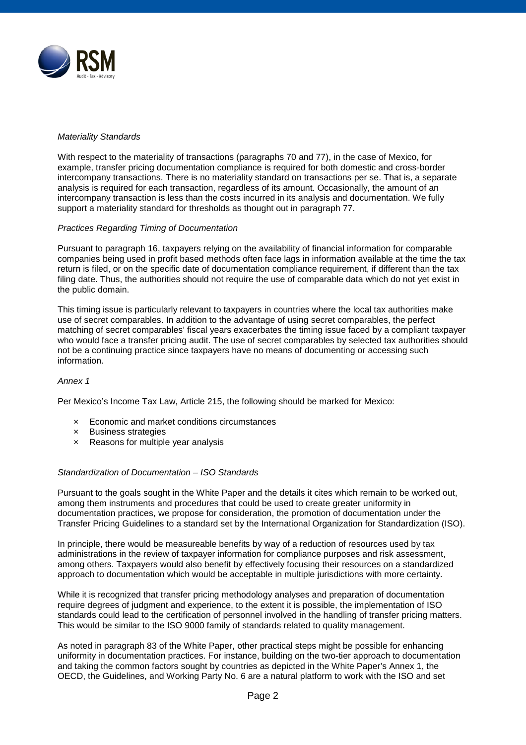*Materiality Standards*

With respect to the materiality of transactions (paragraphs 70 and 77), in the case of Mexico, for example, transfer pricing documentation compliance is required for both domestic and cross-border intercompany transactions. There is no materiality standard on transactions per se. That is, a separate analysis is required for each transaction, regardless of its amount. Occasionally, the amount of an intercompany transaction is less than the costs incurred in its analysis and documentation. We fully support a materiality standard for thresholds as thought out in paragraph 77.

*Practices Regarding Timing of Documentation*

Pursuant to paragraph 16, taxpayers relying on the availability of financial information for comparable companies being used in profit based methods often face lags in information available at the time the tax return is filed, or on the specific date of documentation compliance requirement, if different than the tax filing date. Thus, the authorities should not require the use of comparable data which do not yet exist in the public domain.

This timing issue is particularly relevant to taxpayers in countries where the local tax authorities make use of secret comparables. In addition to the advantage of using secret comparables, the perfect matching of secret comparables' fiscal years exacerbates the timing issue faced by a compliant taxpayer who would face a transfer pricing audit. The use of secret comparables by selected tax authorities should not be a continuing practice since taxpayers have no means of documenting or accessing such information.

*Annex 1*

Per Mexico's Income Tax Law, Article 215, the following should be marked for Mexico:

- Economic and market conditions circumstances
- Business strategies
- Reasons for multiple year analysis

*Standardization of Documentation – ISO Standards*

Pursuant to the goals sought in the White Paper and the details it cites which remain to be worked out, among them instruments and procedures that could be used to create greater uniformity in documentation practices, we propose for consideration, the promotion of documentation under the Transfer Pricing Guidelines to a standard set by the International Organization for Standardization (ISO).

In principle, there would be measureable benefits by way of a reduction of resources used by tax administrations in the review of taxpayer information for compliance purposes and risk assessment, among others. Taxpayers would also benefit by effectively focusing their resources on a standardized approach to documentation which would be acceptable in multiple jurisdictions with more certainty.

While it is recognized that transfer pricing methodology analyses and preparation of documentation require degrees of judgment and experience, to the extent it is possible, the implementation of ISO standards could lead to the certification of personnel involved in the handling of transfer pricing matters. This would be similar to the ISO 9000 family of standards related to quality management.

As noted in paragraph 83 of the White Paper, other practical steps might be possible for enhancing uniformity in documentation practices. For instance, building on the two-tier approach to documentation and taking the common factors sought by countries as depicted in the White Paper's Annex 1, the OECD, the Guidelines, and Working Party No. 6 are a natural platform to work with the ISO and set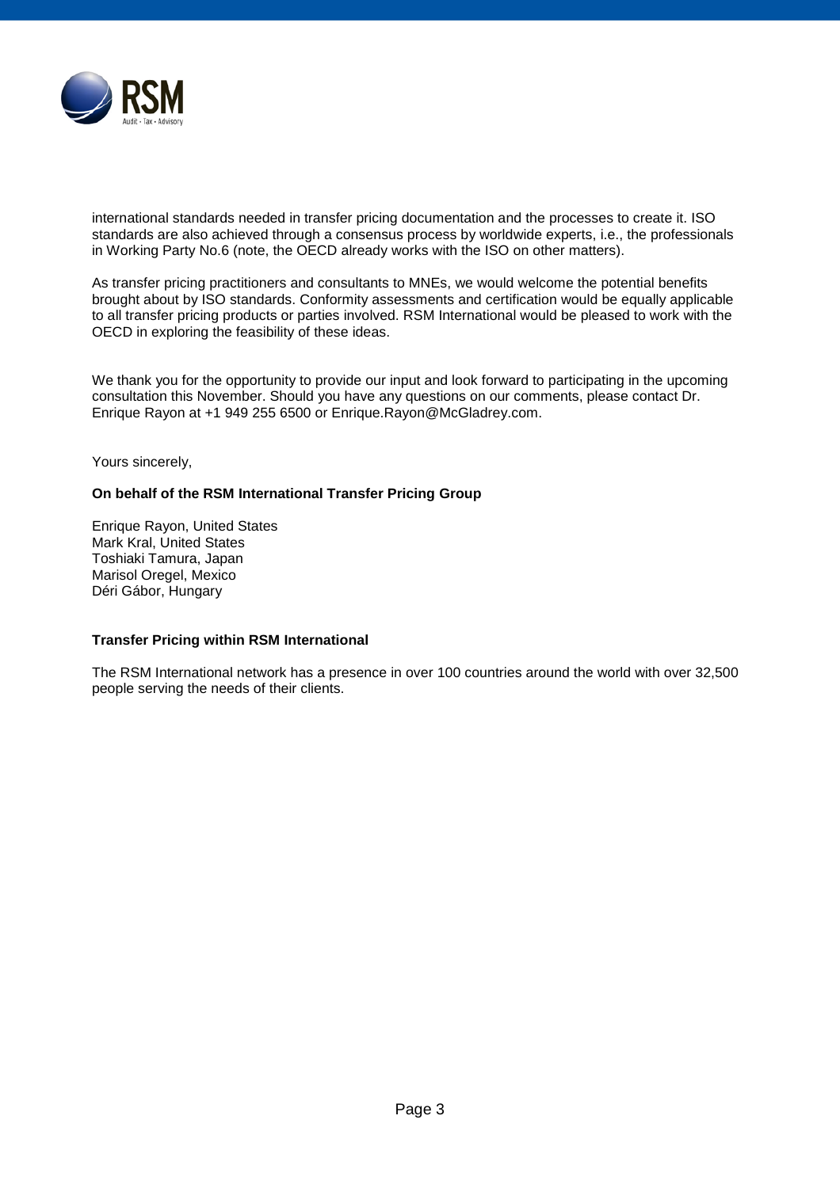international standards needed in transfer pricing documentation and the processes to create it. ISO standards are also achieved through a consensus process by worldwide experts, i.e., the professionals in Working Party No.6 (note, the OECD already works with the ISO on other matters).

As transfer pricing practitioners and consultants to MNEs, we would welcome the potential benefits brought about by ISO standards. Conformity assessments and certification would be equally applicable to all transfer pricing products or parties involved. RSM International would be pleased to work with the OECD in exploring the feasibility of these ideas.

We thank you for the opportunity to provide our input and look forward to participating in the upcoming consultation this November. Should you have any questions on our comments, please contact Dr. Enrique Rayon at +1 949 255 6500 or Enrique.Rayon@McGladrey.com.

Yours sincerely,

**On behalf of the RSM International Transfer Pricing Group**

Enrique Rayon, United States
Mark Kral, United States
Toshiaki Tamura, Japan
Marisol Oregel, Mexico
Déri Gábor, Hungary

**Transfer Pricing within RSM International**

The RSM International network has a presence in over 100 countries around the world with over 32,500 people serving the needs of their clients.